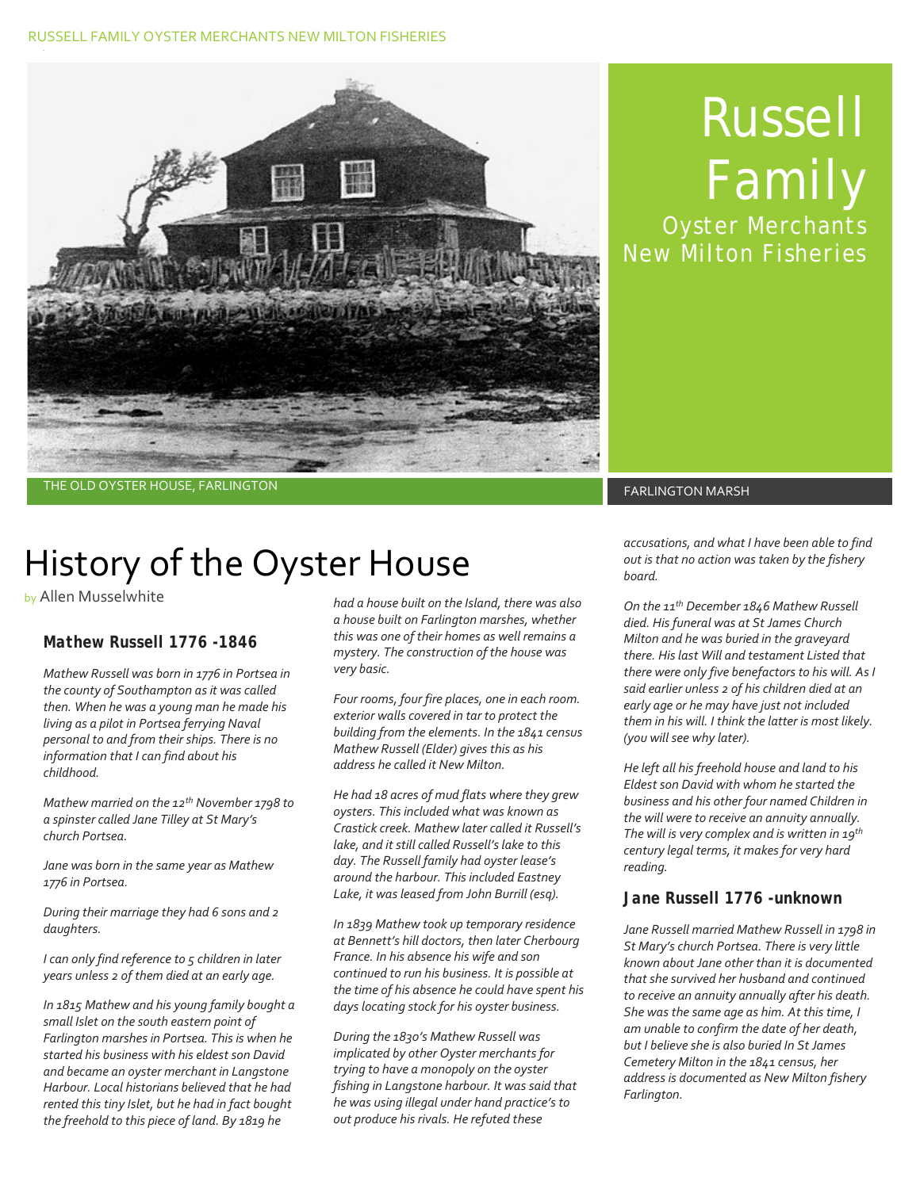# Russell Family

Oyster Merchants
New Milton Fisheries

THE OLD OYSTER HOUSE, FARLINGTON

FARLINGTON MARSH

# History of the Oyster House

by Allen Musselwhite

### Mathew Russell 1776 -1846

*Mathew Russell was born in 1776 in Portsea in the county of Southampton as it was called then. When he was a young man he made his living as a pilot in Portsea ferrying Naval personal to and from their ships. There is no information that I can find about his childhood.*

*Mathew married on the 12th November 1798 to a spinster called Jane Tilley at St Mary's church Portsea.*

*Jane was born in the same year as Mathew 1776 in Portsea.*

*During their marriage they had 6 sons and 2 daughters.*

*I can only find reference to 5 children in later years unless 2 of them died at an early age.*

*In 1815 Mathew and his young family bought a small Islet on the south eastern point of Farlington marshes in Portsea. This is when he started his business with his eldest son David and became an oyster merchant in Langstone Harbour. Local historians believed that he had rented this tiny Islet, but he had in fact bought the freehold to this piece of land. By 1819 he had a house built on the Island, there was also a house built on Farlington marshes, whether this was one of their homes as well remains a mystery. The construction of the house was very basic.*

*Four rooms, four fire places, one in each room. exterior walls covered in tar to protect the building from the elements. In the 1841 census Mathew Russell (Elder) gives this as his address he called it New Milton.*

*He had 18 acres of mud flats where they grew oysters. This included what was known as Crastick creek. Mathew later called it Russell's lake, and it still called Russell's lake to this day. The Russell family had oyster lease's around the harbour. This included Eastney Lake, it was leased from John Burrill (esq).*

*In 1839 Mathew took up temporary residence at Bennett's hill doctors, then later Cherbourg France. In his absence his wife and son continued to run his business. It is possible at the time of his absence he could have spent his days locating stock for his oyster business.*

*During the 1830's Mathew Russell was implicated by other Oyster merchants for trying to have a monopoly on the oyster fishing in Langstone harbour. It was said that he was using illegal under hand practice's to out produce his rivals. He refuted these accusations, and what I have been able to find out is that no action was taken by the fishery board.*

*On the 11th December 1846 Mathew Russell died. His funeral was at St James Church Milton and he was buried in the graveyard there. His last Will and testament Listed that there were only five benefactors to his will. As I said earlier unless 2 of his children died at an early age or he may have just not included them in his will. I think the latter is most likely. (you will see why later).*

*He left all his freehold house and land to his Eldest son David with whom he started the business and his other four named Children in the will were to receive an annuity annually. The will is very complex and is written in 19th century legal terms, it makes for very hard reading.*

### Jane Russell 1776 -unknown

*Jane Russell married Mathew Russell in 1798 in St Mary's church Portsea. There is very little known about Jane other than it is documented that she survived her husband and continued to receive an annuity annually after his death. She was the same age as him. At this time, I am unable to confirm the date of her death, but I believe she is also buried In St James Cemetery Milton in the 1841 census, her address is documented as New Milton fishery Farlington.*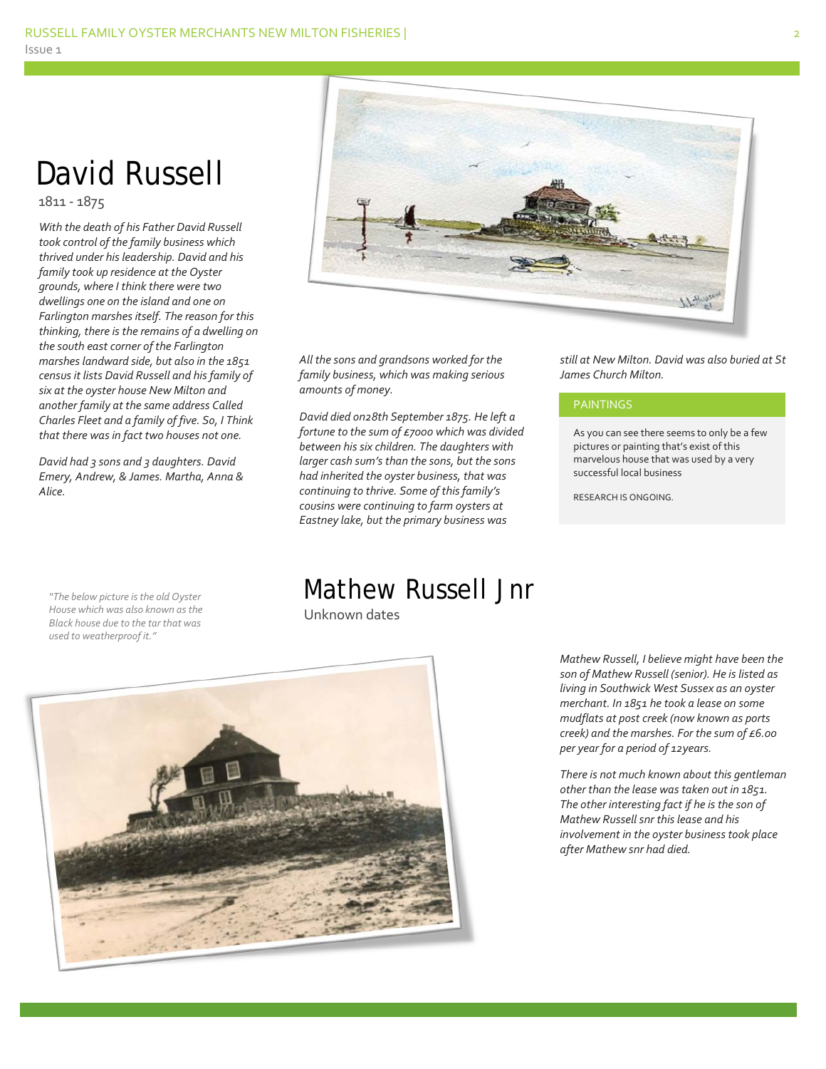# David Russell

1811 - 1875

*With the death of his Father David Russell took control of the family business which thrived under his leadership. David and his family took up residence at the Oyster grounds, where I think there were two dwellings one on the island and one on Farlington marshes itself. The reason for this thinking, there is the remains of a dwelling on the south east corner of the Farlington marshes landward side, but also in the 1851 census it lists David Russell and his family of six at the oyster house New Milton and another family at the same address Called Charles Fleet and a family of five. So, I Think that there was in fact two houses not one.*

*David had 3 sons and 3 daughters. David Emery, Andrew, & James. Martha, Anna & Alice.*

*All the sons and grandsons worked for the family business, which was making serious amounts of money.*

*David died on28th September 1875. He left a fortune to the sum of £7000 which was divided between his six children. The daughters with larger cash sum's than the sons, but the sons had inherited the oyster business, that was continuing to thrive. Some of this family's cousins were continuing to farm oysters at Eastney lake, but the primary business was still at New Milton. David was also buried at St James Church Milton.*

## PAINTINGS

As you can see there seems to only be a few pictures or painting that's exist of this marvelous house that was used by a very successful local business

RESEARCH IS ONGOING.

*"The below picture is the old Oyster House which was also known as the Black house due to the tar that was used to weatherproof it."*

# Mathew Russell Jnr

Unknown dates

*Mathew Russell, I believe might have been the son of Mathew Russell (senior). He is listed as living in Southwick West Sussex as an oyster merchant. In 1851 he took a lease on some mudflats at post creek (now known as ports creek) and the marshes. For the sum of £6.00 per year for a period of 12years.*

*There is not much known about this gentleman other than the lease was taken out in 1851. The other interesting fact if he is the son of Mathew Russell snr this lease and his involvement in the oyster business took place after Mathew snr had died.*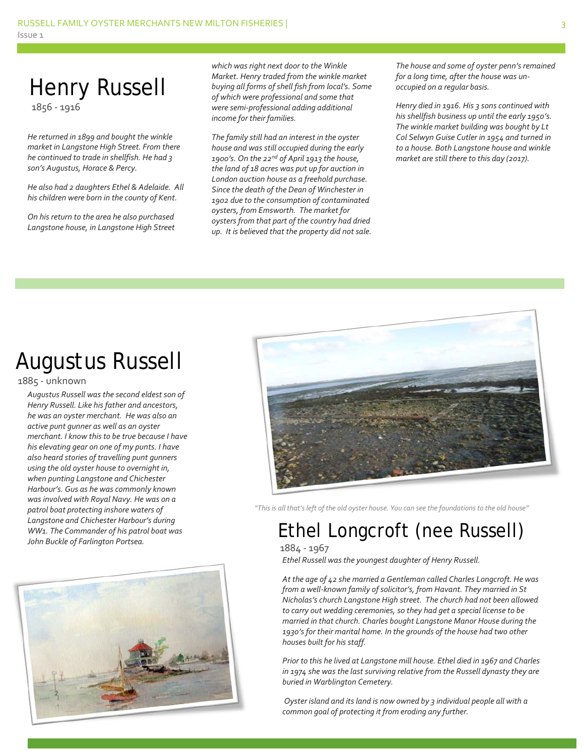## Henry Russell

1856 - 1916

*He returned in 1899 and bought the winkle market in Langstone High Street. From there he continued to trade in shellfish. He had 3 son's Augustus, Horace & Percy.*

*He also had 2 daughters Ethel & Adelaide. All his children were born in the county of Kent.*

*On his return to the area he also purchased Langstone house, in Langstone High Street which was right next door to the Winkle Market. Henry traded from the winkle market buying all forms of shell fish from local's. Some of which were professional and some that were semi-professional adding additional income for their families.*

*The family still had an interest in the oyster house and was still occupied during the early 1900's. On the 22nd of April 1913 the house, the land of 18 acres was put up for auction in London auction house as a freehold purchase. Since the death of the Dean of Winchester in 1902 due to the consumption of contaminated oysters, from Emsworth. The market for oysters from that part of the country had dried up. It is believed that the property did not sale.*

*The house and some of oyster penn's remained for a long time, after the house was un-occupied on a regular basis.*

*Henry died in 1916. His 3 sons continued with his shellfish business up until the early 1950's. The winkle market building was bought by Lt Col Selwyn Guise Cutler in 1954 and turned in to a house. Both Langstone house and winkle market are still there to this day (2017).*

## Augustus Russell

1885 - unknown

*Augustus Russell was the second eldest son of Henry Russell. Like his father and ancestors, he was an oyster merchant. He was also an active punt gunner as well as an oyster merchant. I know this to be true because I have his elevating gear on one of my punts. I have also heard stories of travelling punt gunners using the old oyster house to overnight in, when punting Langstone and Chichester Harbour's. Gus as he was commonly known was involved with Royal Navy. He was on a patrol boat protecting inshore waters of Langstone and Chichester Harbour's during WW1. The Commander of his patrol boat was John Buckle of Farlington Portsea.*

*"This is all that's left of the old oyster house. You can see the foundations to the old house"*

## Ethel Longcroft (nee Russell)

1884 - 1967

*Ethel Russell was the youngest daughter of Henry Russell.*

*At the age of 42 she married a Gentleman called Charles Longcroft. He was from a well-known family of solicitor's, from Havant. They married in St Nicholas's church Langstone High street. The church had not been allowed to carry out wedding ceremonies, so they had get a special license to be married in that church. Charles bought Langstone Manor House during the 1930's for their marital home. In the grounds of the house had two other houses built for his staff.*

*Prior to this he lived at Langstone mill house. Ethel died in 1967 and Charles in 1974 she was the last surviving relative from the Russell dynasty they are buried in Warblington Cemetery.*

*Oyster island and its land is now owned by 3 individual people all with a common goal of protecting it from eroding any further.*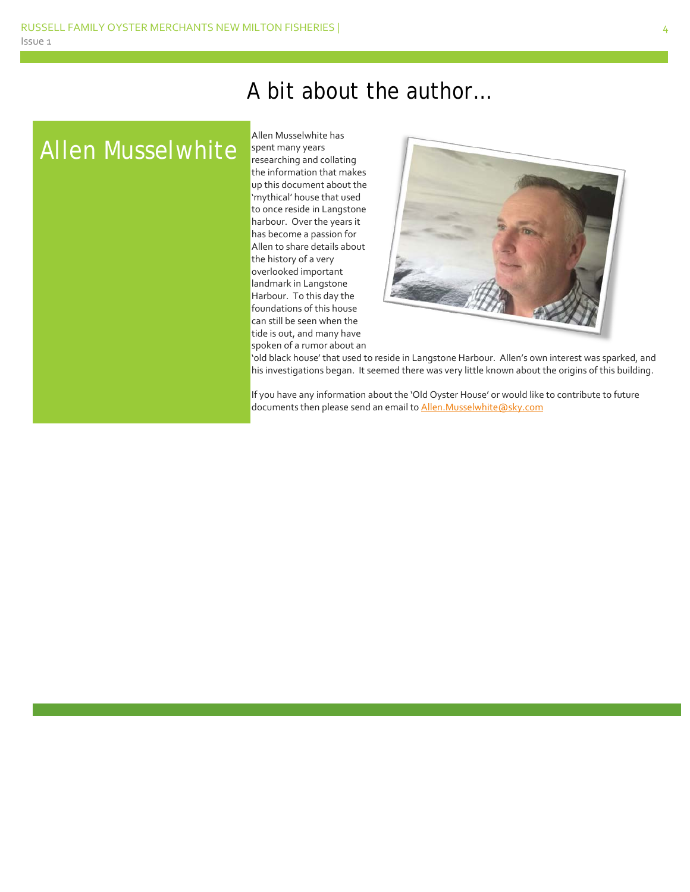# A bit about the author…

## Allen Musselwhite

Allen Musselwhite has spent many years researching and collating the information that makes up this document about the 'mythical' house that used to once reside in Langstone harbour. Over the years it has become a passion for Allen to share details about the history of a very overlooked important landmark in Langstone Harbour. To this day the foundations of this house can still be seen when the tide is out, and many have spoken of a rumor about an 'old black house' that used to reside in Langstone Harbour. Allen's own interest was sparked, and his investigations began. It seemed there was very little known about the origins of this building.

If you have any information about the 'Old Oyster House' or would like to contribute to future documents then please send an email to Allen.Musselwhite@sky.com